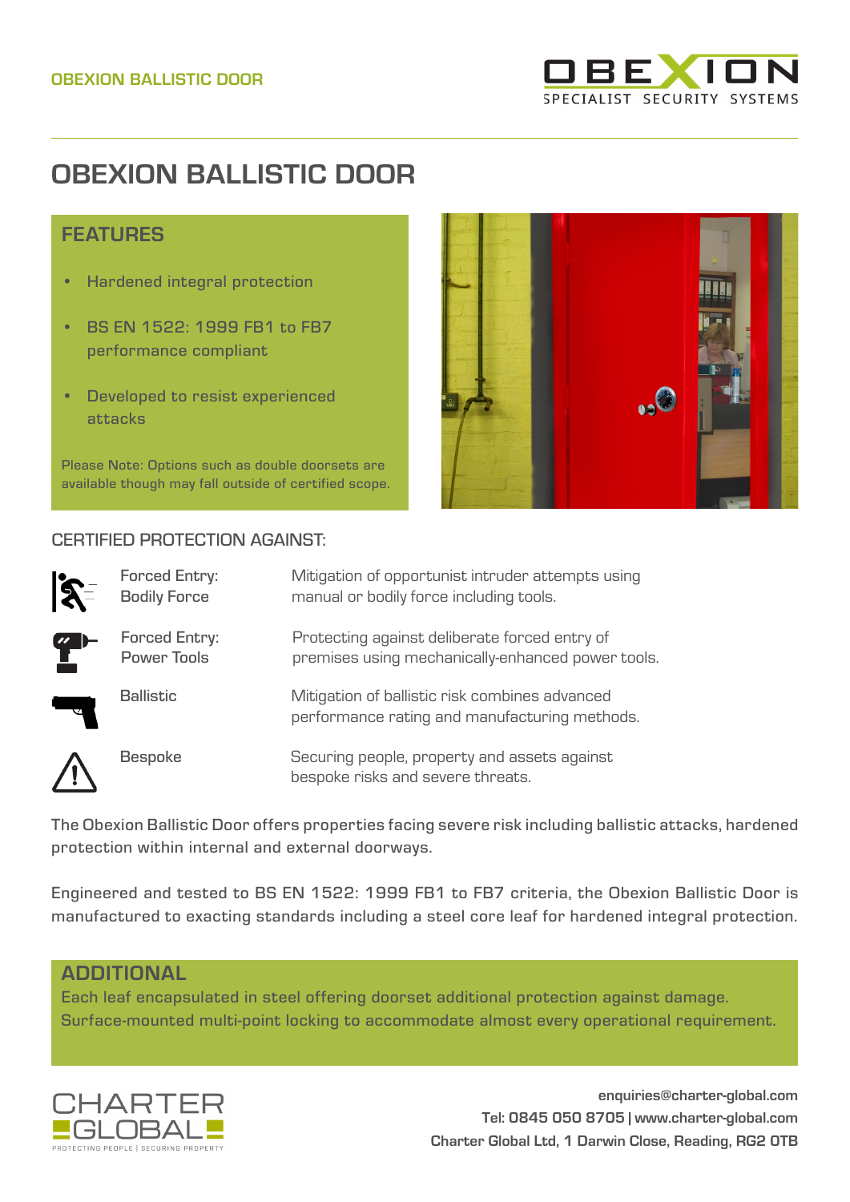# OBEXION BALLISTIC DOOR

## FEATURES

- Hardened integral protection
- BS EN 1522: 1999 FB1 to FB7 performance compliant
- Developed to resist experienced attacks

Please Note: Options such as double doorsets are available though may fall outside of certified scope.

## CERTIFIED PROTECTION AGAINST:

| | |
|---|---|
| Forced Entry: Bodily Force | Mitigation of opportunist intruder attempts using manual or bodily force including tools. |
| Forced Entry: Power Tools | Protecting against deliberate forced entry of premises using mechanically-enhanced power tools. |
| Ballistic | Mitigation of ballistic risk combines advanced performance rating and manufacturing methods. |
| Bespoke | Securing people, property and assets against bespoke risks and severe threats. |

The Obexion Ballistic Door offers properties facing severe risk including ballistic attacks, hardened protection within internal and external doorways.

Engineered and tested to BS EN 1522: 1999 FB1 to FB7 criteria, the Obexion Ballistic Door is manufactured to exacting standards including a steel core leaf for hardened integral protection.

## ADDITIONAL

Each leaf encapsulated in steel offering doorset additional protection against damage.
Surface-mounted multi-point locking to accommodate almost every operational requirement.

CHARTER GLOBAL
PROTECTING PEOPLE | SECURING PROPERTY

enquiries@charter-global.com
Tel: 0845 050 8705 | www.charter-global.com
Charter Global Ltd, 1 Darwin Close, Reading, RG2 0TB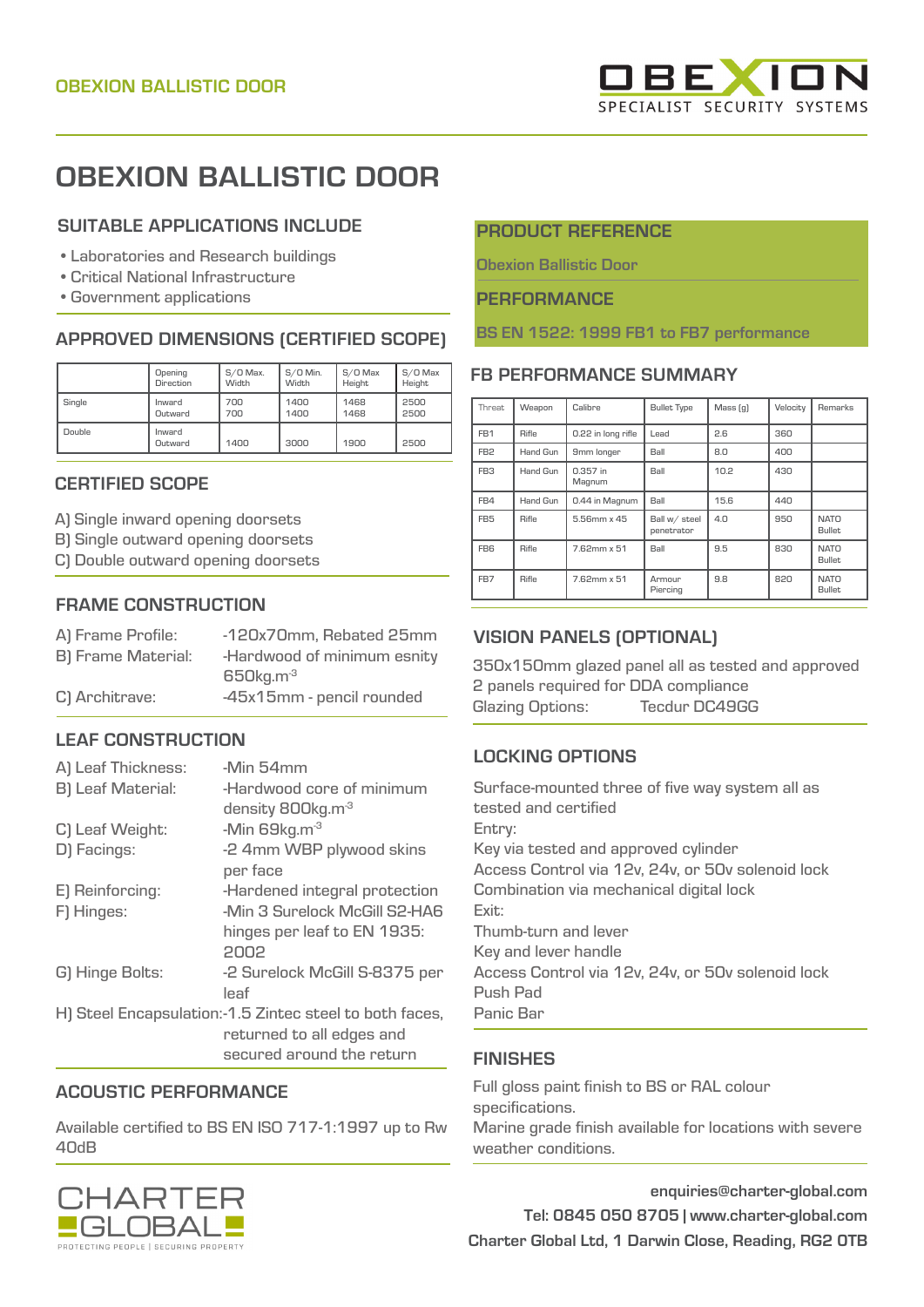OBEXION BALLISTIC DOOR

# OBEXION BALLISTIC DOOR

## SUITABLE APPLICATIONS INCLUDE

- Laboratories and Research buildings
- Critical National Infrastructure
- Government applications

## APPROVED DIMENSIONS (CERTIFIED SCOPE)

| | Opening Direction | S/O Max. Width | S/O Min. Width | S/O Max Height | S/O Max Height |
|---|---|---|---|---|---|
| Single | Inward Outward | 700 700 | 1400 1400 | 1468 1468 | 2500 2500 |
| Double | Inward Outward | 1400 | 3000 | 1900 | 2500 |

## CERTIFIED SCOPE

A) Single inward opening doorsets
B) Single outward opening doorsets
C) Double outward opening doorsets

## FRAME CONSTRUCTION

A) Frame Profile: -120x70mm, Rebated 25mm
B) Frame Material: -Hardwood of minimum esnity 650kg.m$^{-3}$
C) Architrave: -45x15mm - pencil rounded

## LEAF CONSTRUCTION

A) Leaf Thickness: -Min 54mm
B) Leaf Material: -Hardwood core of minimum density 800kg.m$^{-3}$
C) Leaf Weight: -Min 69kg.m$^{-3}$
D) Facings: -2 4mm WBP plywood skins per face
E) Reinforcing: -Hardened integral protection
F) Hinges: -Min 3 Surelock McGill S2-HA6 hinges per leaf to EN 1935: 2002
G) Hinge Bolts: -2 Surelock McGill S-8375 per leaf
H) Steel Encapsulation: -1.5 Zintec steel to both faces, returned to all edges and secured around the return

## ACOUSTIC PERFORMANCE

Available certified to BS EN ISO 717-1:1997 up to Rw 40dB

## PRODUCT REFERENCE

Obexion Ballistic Door

## PERFORMANCE

BS EN 1522: 1999 FB1 to FB7 performance

## FB PERFORMANCE SUMMARY

| Threat | Weapon | Calibre | Bullet Type | Mass (g) | Velocity | Remarks |
|---|---|---|---|---|---|---|
| FB1 | Rifle | 0.22 in long rifle | Lead | 2.6 | 360 | |
| FB2 | Hand Gun | 9mm longer | Ball | 8.0 | 400 | |
| FB3 | Hand Gun | 0.357 in Magnum | Ball | 10.2 | 430 | |
| FB4 | Hand Gun | 0.44 in Magnum | Ball | 15.6 | 440 | |
| FB5 | Rifle | 5.56mm x 45 | Ball w/ steel penetrator | 4.0 | 950 | NATO Bullet |
| FB6 | Rifle | 7.62mm x 51 | Ball | 9.5 | 830 | NATO Bullet |
| FB7 | Rifle | 7.62mm x 51 | Armour Piercing | 9.8 | 820 | NATO Bullet |

## VISION PANELS (OPTIONAL)

350x150mm glazed panel all as tested and approved
2 panels required for DDA compliance
Glazing Options: Tecdur DC49GG

## LOCKING OPTIONS

Surface-mounted three of five way system all as tested and certified
Entry:
Key via tested and approved cylinder
Access Control via 12v, 24v, or 50v solenoid lock
Combination via mechanical digital lock
Exit:
Thumb-turn and lever
Key and lever handle
Access Control via 12v, 24v, or 50v solenoid lock
Push Pad
Panic Bar

## FINISHES

Full gloss paint finish to BS or RAL colour specifications.
Marine grade finish available for locations with severe weather conditions.

enquiries@charter-global.com
Tel: 0845 050 8705 | www.charter-global.com
Charter Global Ltd, 1 Darwin Close, Reading, RG2 0TB